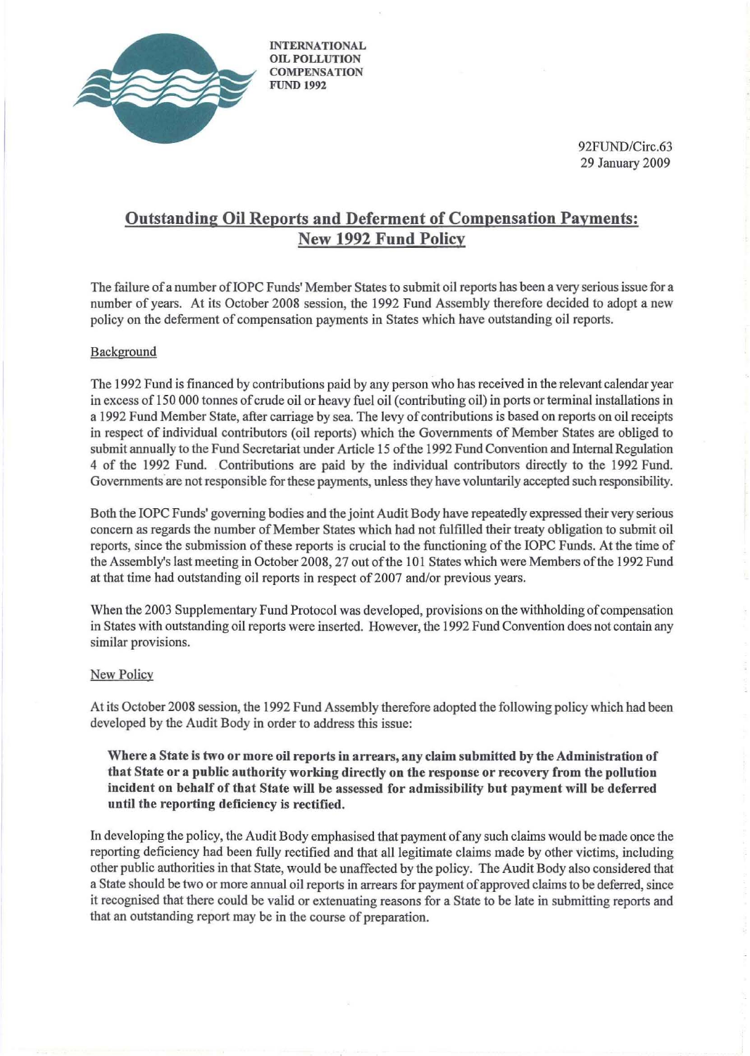INTERNATIONAL
OIL POLLUTION
COMPENSATION
FUND 1992

92FUND/Circ.63
29 January 2009

# Outstanding Oil Reports and Deferment of Compensation Payments: New 1992 Fund Policy

The failure of a number of IOPC Funds' Member States to submit oil reports has been a very serious issue for a number of years. At its October 2008 session, the 1992 Fund Assembly therefore decided to adopt a new policy on the deferment of compensation payments in States which have outstanding oil reports.

## Background

The 1992 Fund is financed by contributions paid by any person who has received in the relevant calendar year in excess of 150 000 tonnes of crude oil or heavy fuel oil (contributing oil) in ports or terminal installations in a 1992 Fund Member State, after carriage by sea. The levy of contributions is based on reports on oil receipts in respect of individual contributors (oil reports) which the Governments of Member States are obliged to submit annually to the Fund Secretariat under Article 15 of the 1992 Fund Convention and Internal Regulation 4 of the 1992 Fund. Contributions are paid by the individual contributors directly to the 1992 Fund. Governments are not responsible for these payments, unless they have voluntarily accepted such responsibility.

Both the IOPC Funds' governing bodies and the joint Audit Body have repeatedly expressed their very serious concern as regards the number of Member States which had not fulfilled their treaty obligation to submit oil reports, since the submission of these reports is crucial to the functioning of the IOPC Funds. At the time of the Assembly's last meeting in October 2008, 27 out of the 101 States which were Members of the 1992 Fund at that time had outstanding oil reports in respect of 2007 and/or previous years.

When the 2003 Supplementary Fund Protocol was developed, provisions on the withholding of compensation in States with outstanding oil reports were inserted. However, the 1992 Fund Convention does not contain any similar provisions.

## New Policy

At its October 2008 session, the 1992 Fund Assembly therefore adopted the following policy which had been developed by the Audit Body in order to address this issue:

> **Where a State is two or more oil reports in arrears, any claim submitted by the Administration of that State or a public authority working directly on the response or recovery from the pollution incident on behalf of that State will be assessed for admissibility but payment will be deferred until the reporting deficiency is rectified.**

In developing the policy, the Audit Body emphasised that payment of any such claims would be made once the reporting deficiency had been fully rectified and that all legitimate claims made by other victims, including other public authorities in that State, would be unaffected by the policy. The Audit Body also considered that a State should be two or more annual oil reports in arrears for payment of approved claims to be deferred, since it recognised that there could be valid or extenuating reasons for a State to be late in submitting reports and that an outstanding report may be in the course of preparation.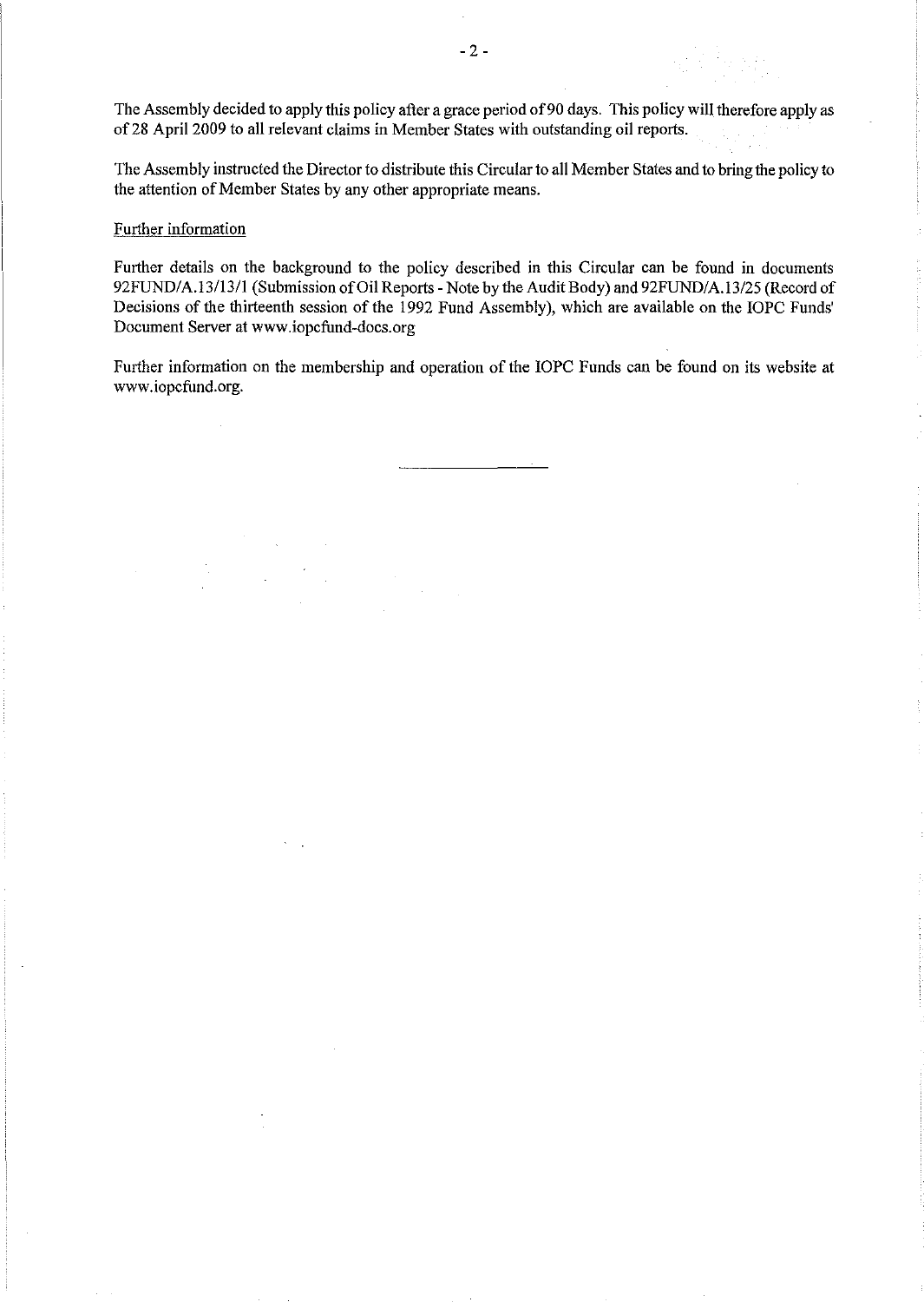The Assembly decided to apply this policy after a grace period of 90 days. This policy will therefore apply as of 28 April 2009 to all relevant claims in Member States with outstanding oil reports.

The Assembly instructed the Director to distribute this Circular to all Member States and to bring the policy to the attention of Member States by any other appropriate means.

<u>Further information</u>

Further details on the background to the policy described in this Circular can be found in documents 92FUND/A.13/13/1 (Submission of Oil Reports - Note by the Audit Body) and 92FUND/A.13/25 (Record of Decisions of the thirteenth session of the 1992 Fund Assembly), which are available on the IOPC Funds' Document Server at www.iopcfund-docs.org

Further information on the membership and operation of the IOPC Funds can be found on its website at www.iopcfund.org.